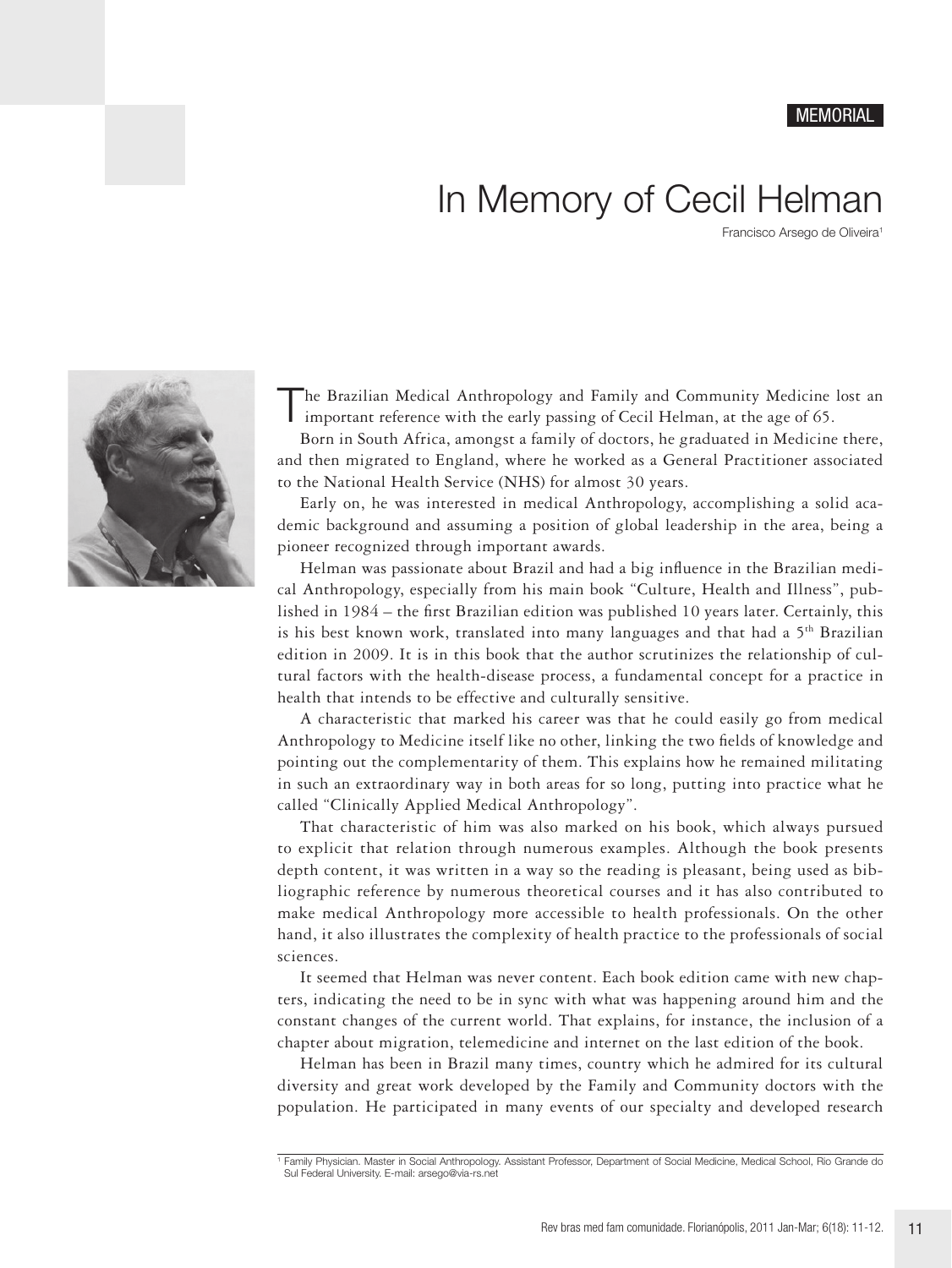MEMORIAL

# In Memory of Cecil Helman

Francisco Arsego de Oliveira[1]

The Brazilian Medical Anthropology and Family and Community Medicine lost an important reference with the early passing of Cecil Helman, at the age of 65.

Born in South Africa, amongst a family of doctors, he graduated in Medicine there, and then migrated to England, where he worked as a General Practitioner associated to the National Health Service (NHS) for almost 30 years.

Early on, he was interested in medical Anthropology, accomplishing a solid academic background and assuming a position of global leadership in the area, being a pioneer recognized through important awards.

Helman was passionate about Brazil and had a big influence in the Brazilian medical Anthropology, especially from his main book "Culture, Health and Illness", published in 1984 – the first Brazilian edition was published 10 years later. Certainly, this is his best known work, translated into many languages and that had a 5th Brazilian edition in 2009. It is in this book that the author scrutinizes the relationship of cultural factors with the health-disease process, a fundamental concept for a practice in health that intends to be effective and culturally sensitive.

A characteristic that marked his career was that he could easily go from medical Anthropology to Medicine itself like no other, linking the two fields of knowledge and pointing out the complementarity of them. This explains how he remained militating in such an extraordinary way in both areas for so long, putting into practice what he called "Clinically Applied Medical Anthropology".

That characteristic of him was also marked on his book, which always pursued to explicit that relation through numerous examples. Although the book presents depth content, it was written in a way so the reading is pleasant, being used as bibliographic reference by numerous theoretical courses and it has also contributed to make medical Anthropology more accessible to health professionals. On the other hand, it also illustrates the complexity of health practice to the professionals of social sciences.

It seemed that Helman was never content. Each book edition came with new chapters, indicating the need to be in sync with what was happening around him and the constant changes of the current world. That explains, for instance, the inclusion of a chapter about migration, telemedicine and internet on the last edition of the book.

Helman has been in Brazil many times, country which he admired for its cultural diversity and great work developed by the Family and Community doctors with the population. He participated in many events of our specialty and developed research

[1] Family Physician. Master in Social Anthropology. Assistant Professor, Department of Social Medicine, Medical School, Rio Grande do Sul Federal University. E-mail: arsego@via-rs.net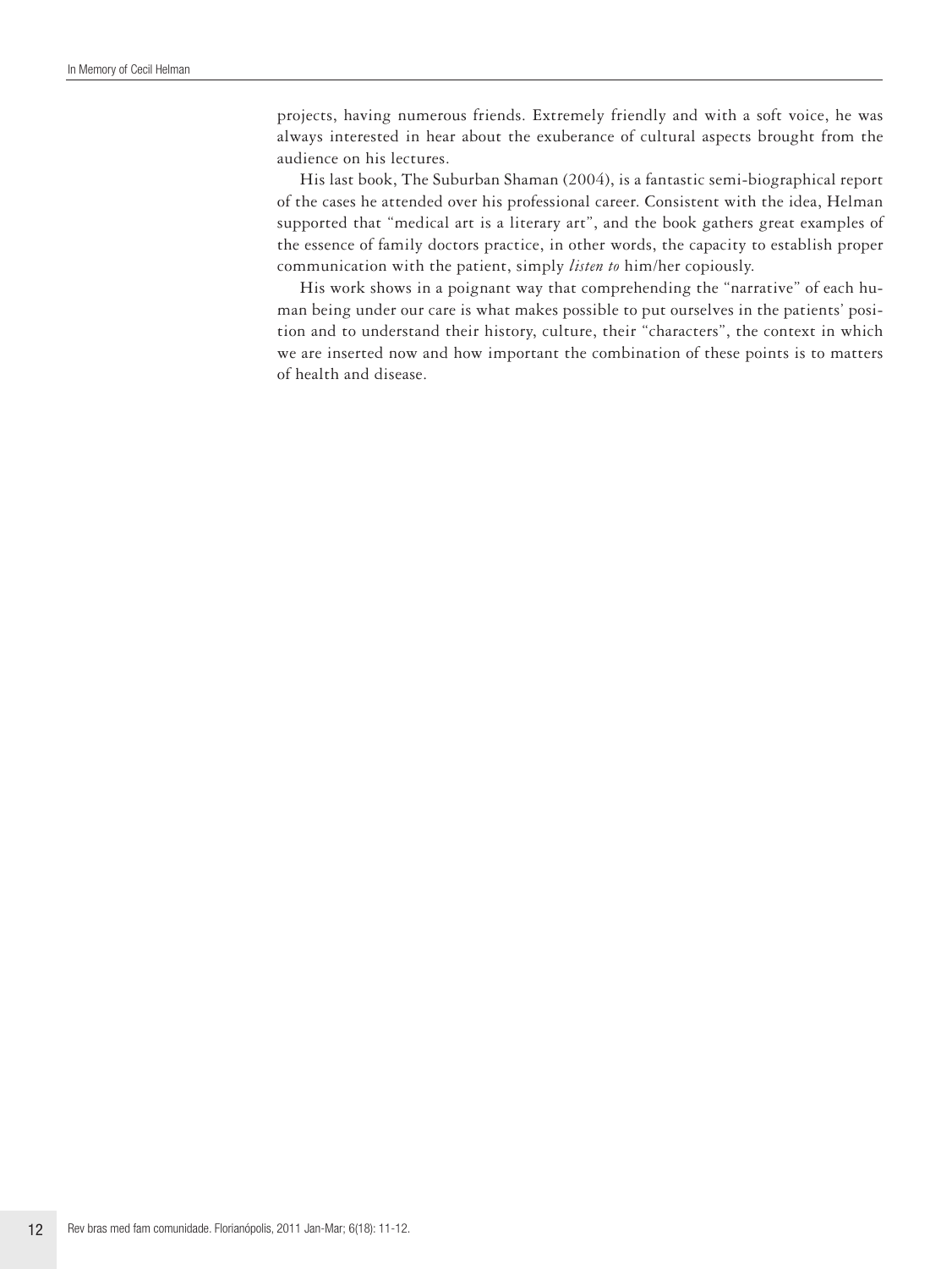projects, having numerous friends. Extremely friendly and with a soft voice, he was always interested in hear about the exuberance of cultural aspects brought from the audience on his lectures.

His last book, The Suburban Shaman (2004), is a fantastic semi-biographical report of the cases he attended over his professional career. Consistent with the idea, Helman supported that "medical art is a literary art", and the book gathers great examples of the essence of family doctors practice, in other words, the capacity to establish proper communication with the patient, simply *listen to* him/her copiously.

His work shows in a poignant way that comprehending the "narrative" of each human being under our care is what makes possible to put ourselves in the patients' position and to understand their history, culture, their "characters", the context in which we are inserted now and how important the combination of these points is to matters of health and disease.